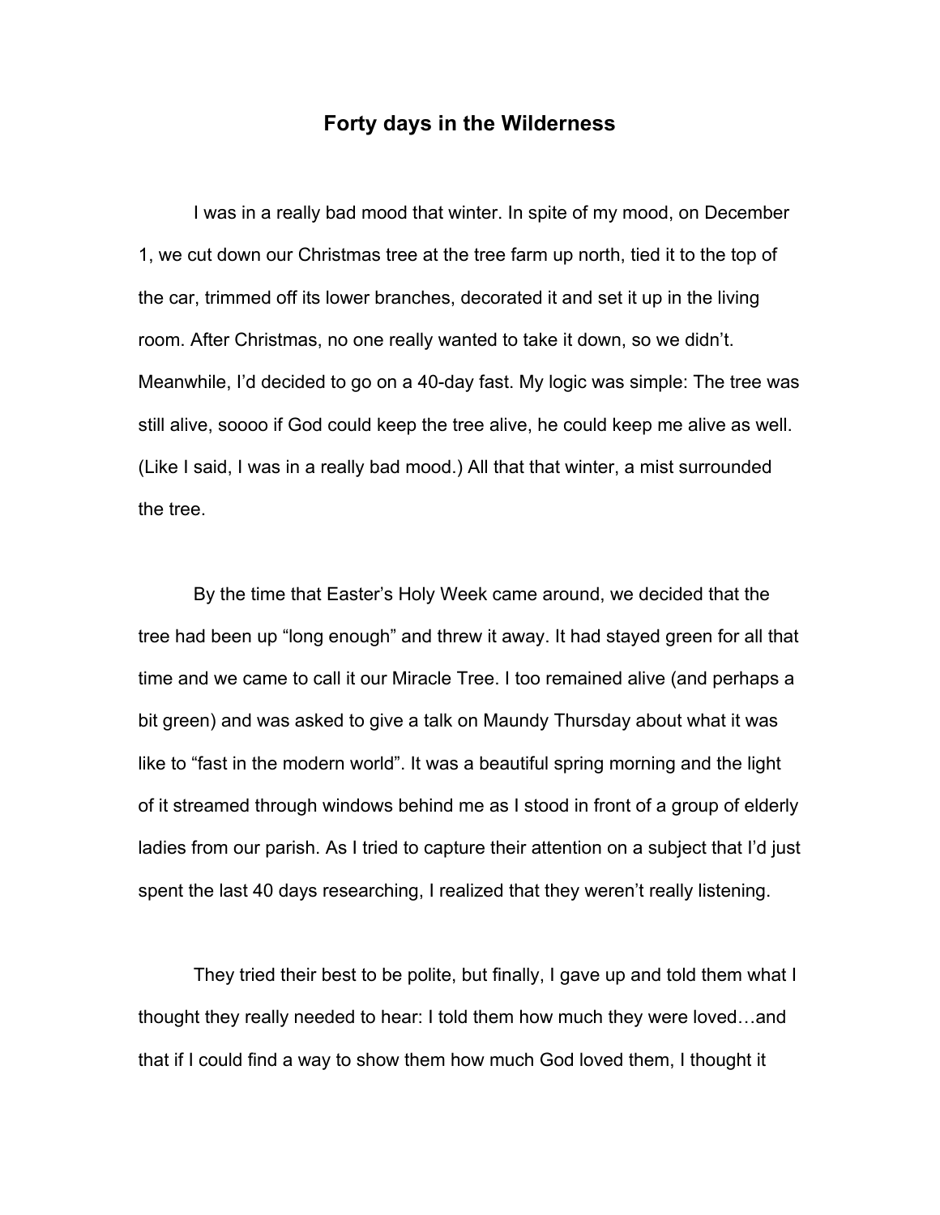# Forty days in the Wilderness

I was in a really bad mood that winter. In spite of my mood, on December 1, we cut down our Christmas tree at the tree farm up north, tied it to the top of the car, trimmed off its lower branches, decorated it and set it up in the living room. After Christmas, no one really wanted to take it down, so we didn't. Meanwhile, I'd decided to go on a 40-day fast. My logic was simple: The tree was still alive, soooo if God could keep the tree alive, he could keep me alive as well. (Like I said, I was in a really bad mood.) All that that winter, a mist surrounded the tree.

By the time that Easter's Holy Week came around, we decided that the tree had been up "long enough" and threw it away. It had stayed green for all that time and we came to call it our Miracle Tree. I too remained alive (and perhaps a bit green) and was asked to give a talk on Maundy Thursday about what it was like to "fast in the modern world". It was a beautiful spring morning and the light of it streamed through windows behind me as I stood in front of a group of elderly ladies from our parish. As I tried to capture their attention on a subject that I'd just spent the last 40 days researching, I realized that they weren't really listening.

They tried their best to be polite, but finally, I gave up and told them what I thought they really needed to hear: I told them how much they were loved…and that if I could find a way to show them how much God loved them, I thought it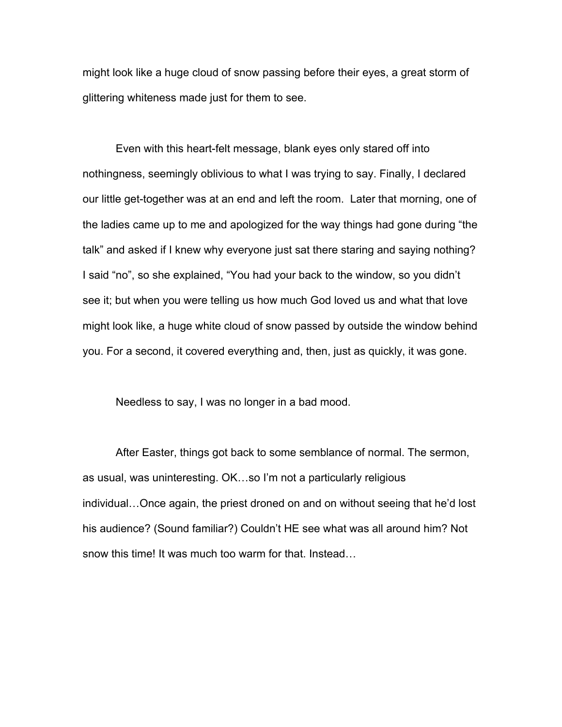might look like a huge cloud of snow passing before their eyes, a great storm of glittering whiteness made just for them to see.

Even with this heart-felt message, blank eyes only stared off into nothingness, seemingly oblivious to what I was trying to say. Finally, I declared our little get-together was at an end and left the room.  Later that morning, one of the ladies came up to me and apologized for the way things had gone during "the talk" and asked if I knew why everyone just sat there staring and saying nothing? I said "no", so she explained, "You had your back to the window, so you didn't see it; but when you were telling us how much God loved us and what that love might look like, a huge white cloud of snow passed by outside the window behind you. For a second, it covered everything and, then, just as quickly, it was gone.

Needless to say, I was no longer in a bad mood.

After Easter, things got back to some semblance of normal. The sermon, as usual, was uninteresting. OK…so I'm not a particularly religious individual…Once again, the priest droned on and on without seeing that he'd lost his audience? (Sound familiar?) Couldn't HE see what was all around him? Not snow this time! It was much too warm for that. Instead…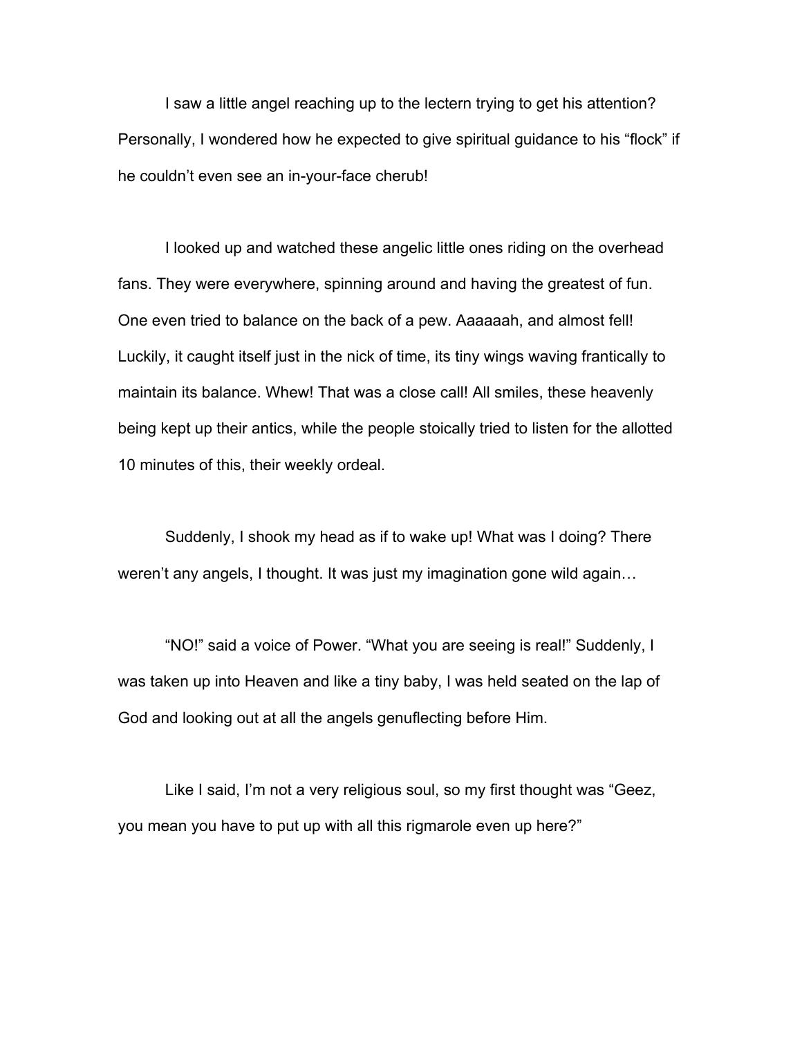I saw a little angel reaching up to the lectern trying to get his attention? Personally, I wondered how he expected to give spiritual guidance to his “flock” if he couldn’t even see an in-your-face cherub!

I looked up and watched these angelic little ones riding on the overhead fans. They were everywhere, spinning around and having the greatest of fun. One even tried to balance on the back of a pew. Aaaaaah, and almost fell! Luckily, it caught itself just in the nick of time, its tiny wings waving frantically to maintain its balance. Whew! That was a close call! All smiles, these heavenly being kept up their antics, while the people stoically tried to listen for the allotted 10 minutes of this, their weekly ordeal.

Suddenly, I shook my head as if to wake up! What was I doing? There weren’t any angels, I thought. It was just my imagination gone wild again…

“NO!” said a voice of Power. “What you are seeing is real!” Suddenly, I was taken up into Heaven and like a tiny baby, I was held seated on the lap of God and looking out at all the angels genuflecting before Him.

Like I said, I’m not a very religious soul, so my first thought was “Geez, you mean you have to put up with all this rigmarole even up here?”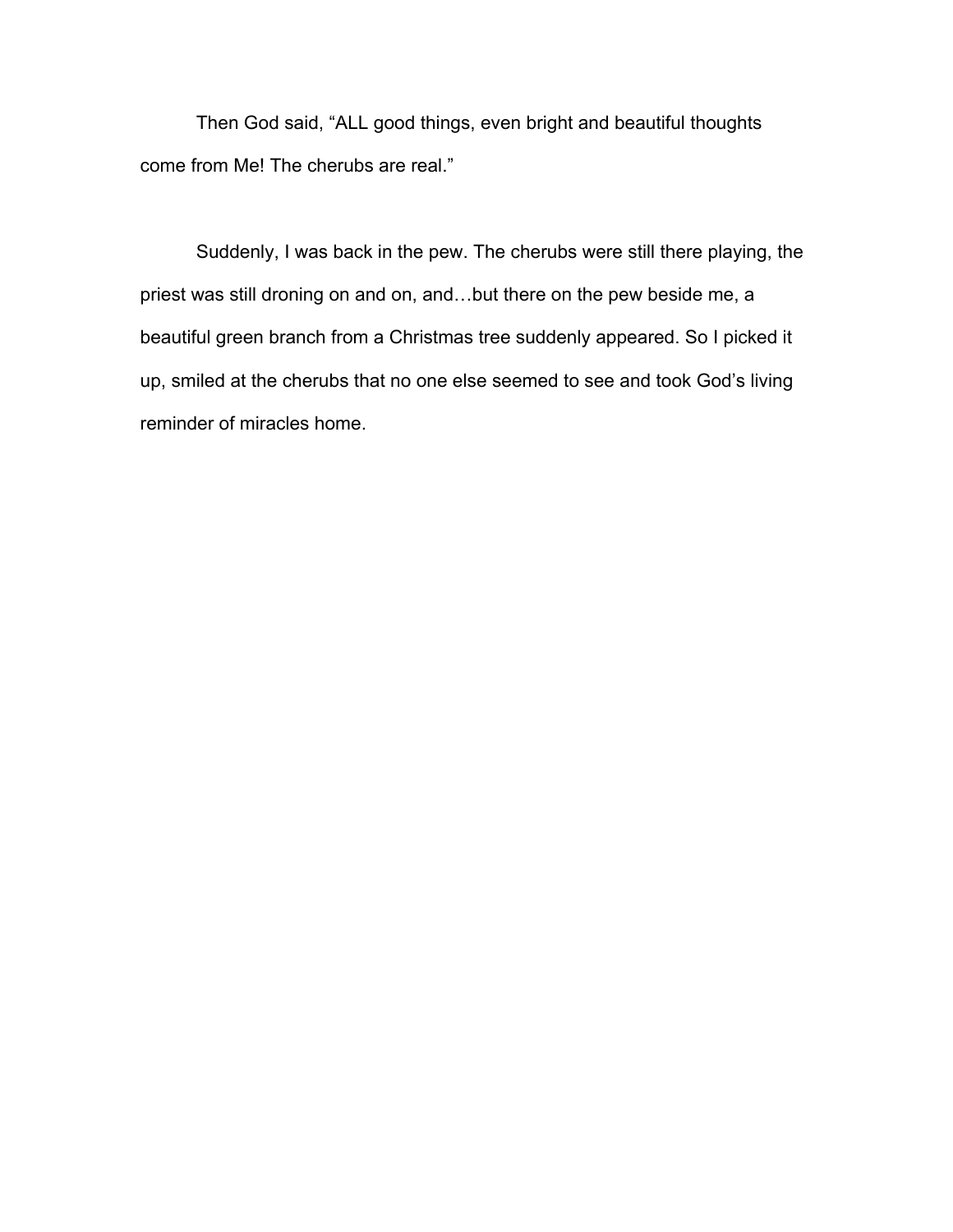Then God said, “ALL good things, even bright and beautiful thoughts come from Me! The cherubs are real.”

Suddenly, I was back in the pew. The cherubs were still there playing, the priest was still droning on and on, and…but there on the pew beside me, a beautiful green branch from a Christmas tree suddenly appeared. So I picked it up, smiled at the cherubs that no one else seemed to see and took God’s living reminder of miracles home.